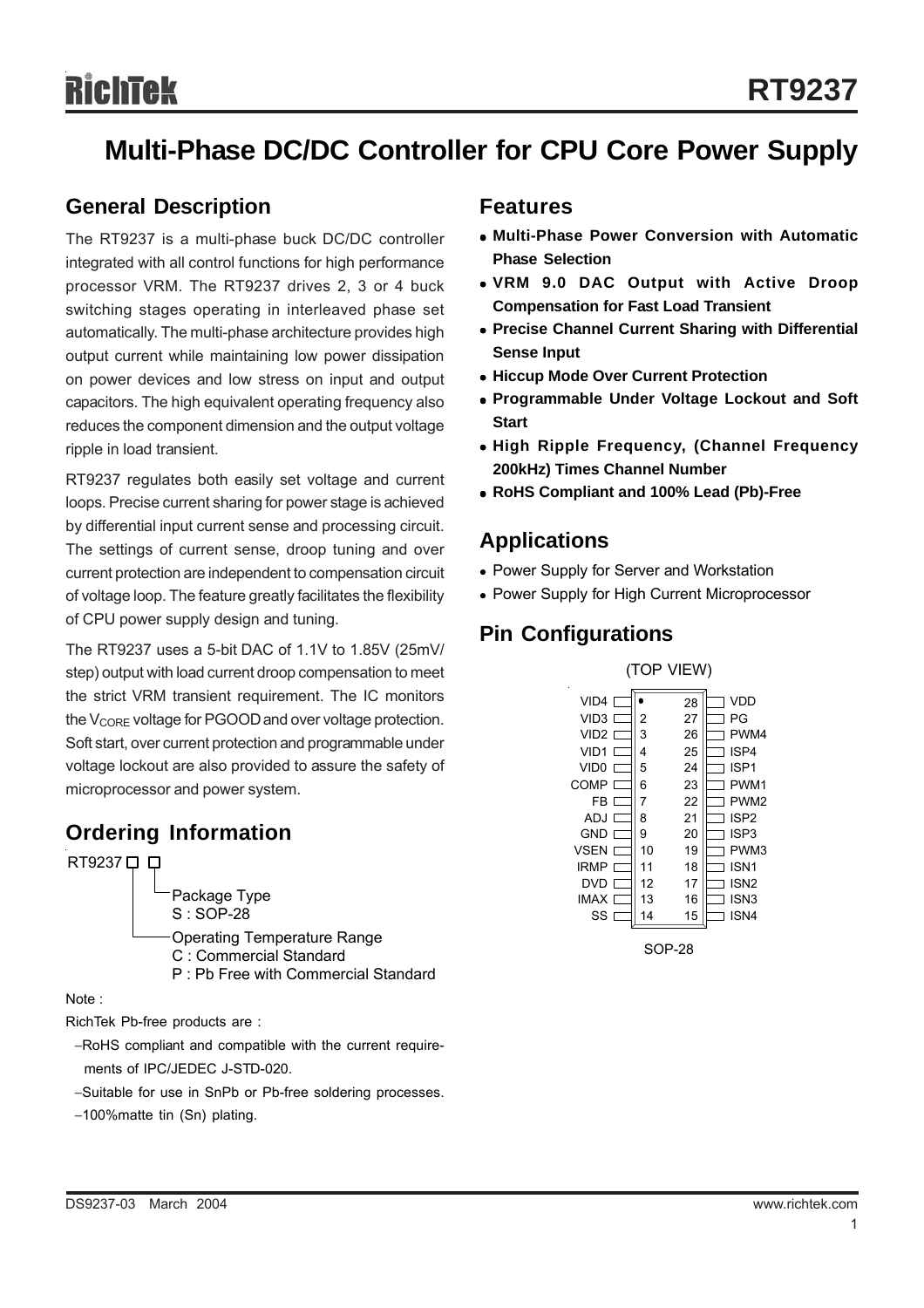# RT9237

## Multi-Phase DC/DC Controller for CPU Core Power Supply

## General Description

The RT9237 is a multi-phase buck DC/DC controller integrated with all control functions for high performance processor VRM. The RT9237 drives 2, 3 or 4 buck switching stages operating in interleaved phase set automatically. The multi-phase architecture provides high output current while maintaining low power dissipation on power devices and low stress on input and output capacitors. The high equivalent operating frequency also reduces the component dimension and the output voltage ripple in load transient.

RT9237 regulates both easily set voltage and current loops. Precise current sharing for power stage is achieved by differential input current sense and processing circuit. The settings of current sense, droop tuning and over current protection are independent to compensation circuit of voltage loop. The feature greatly facilitates the flexibility of CPU power supply design and tuning.

The RT9237 uses a 5-bit DAC of 1.1V to 1.85V (25mV/step) output with load current droop compensation to meet the strict VRM transient requirement. The IC monitors the $V_{CORE}$ voltage for PGOOD and over voltage protection. Soft start, over current protection and programmable under voltage lockout are also provided to assure the safety of microprocessor and power system.

## Ordering Information

RT9237 □ □

- Package Type
  - S : SOP-28
- Operating Temperature Range
  - C : Commercial Standard
  - P : Pb Free with Commercial Standard

Note :

RichTek Pb-free products are :

- RoHS compliant and compatible with the current requirements of IPC/JEDEC J-STD-020.
- Suitable for use in SnPb or Pb-free soldering processes.
- 100%matte tin (Sn) plating.

## Features

- **Multi-Phase Power Conversion with Automatic Phase Selection**
- **VRM 9.0 DAC Output with Active Droop Compensation for Fast Load Transient**
- **Precise Channel Current Sharing with Differential Sense Input**
- **Hiccup Mode Over Current Protection**
- **Programmable Under Voltage Lockout and Soft Start**
- **High Ripple Frequency, (Channel Frequency 200kHz) Times Channel Number**
- **RoHS Compliant and 100% Lead (Pb)-Free**

## Applications

- Power Supply for Server and Workstation
- Power Supply for High Current Microprocessor

## Pin Configurations

(TOP VIEW)

| Pin | Name | Pin | Name |
|---|---|---|---|
| 1 | VID4 | 28 | VDD |
| 2 | VID3 | 27 | PG |
| 3 | VID2 | 26 | PWM4 |
| 4 | VID1 | 25 | ISP4 |
| 5 | VID0 | 24 | ISP1 |
| 6 | COMP | 23 | PWM1 |
| 7 | FB | 22 | PWM2 |
| 8 | ADJ | 21 | ISP2 |
| 9 | GND | 20 | ISP3 |
| 10 | VSEN | 19 | PWM3 |
| 11 | IRMP | 18 | ISN1 |
| 12 | DVD | 17 | ISN2 |
| 13 | IMAX | 16 | ISN3 |
| 14 | SS | 15 | ISN4 |

SOP-28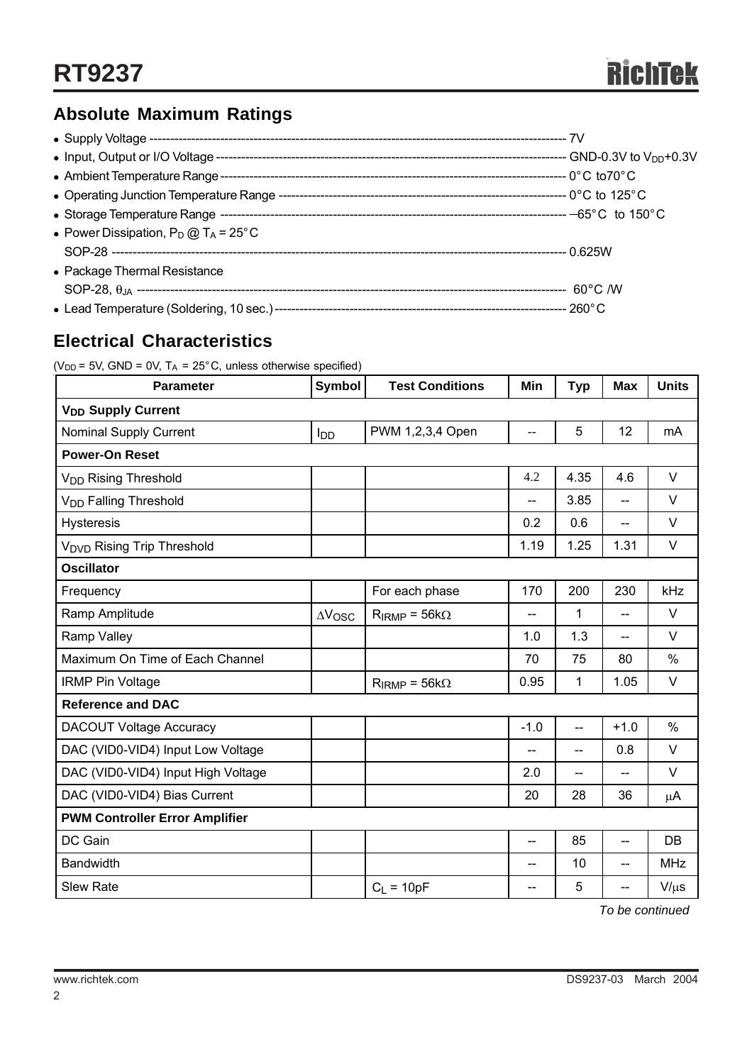## Absolute Maximum Ratings

- Supply Voltage ---------------------------------------------------------------------------------------------------- 7V
- Input, Output or I/O Voltage ------------------------------------------------------------------------------------ GND-0.3V to $V_{DD}$+0.3V
- Ambient Temperature Range ---------------------------------------------------------------------------------- 0°C to70°C
- Operating Junction Temperature Range ------------------------------------------------------------------- 0°C to 125°C
- Storage Temperature Range ------------------------------------------------------------------------------ −65°C to 150°C
- Power Dissipation, $P_D$ @ $T_A$ = 25°C
  SOP-28 ------------------------------------------------------------------------------------------------------------ 0.625W
- Package Thermal Resistance
  SOP-28, $\theta_{JA}$ ---------------------------------------------------------------------------------------------------- 60°C /W
- Lead Temperature (Soldering, 10 sec.) ------------------------------------------------------------------- 260°C

## Electrical Characteristics

($V_{DD}$ = 5V, GND = 0V, $T_A$ = 25°C, unless otherwise specified)

| Parameter | Symbol | Test Conditions | Min | Typ | Max | Units |
|---|---|---|---|---|---|---|
| **$V_{DD}$ Supply Current** | | | | | | |
| Nominal Supply Current | $I_{DD}$ | PWM 1,2,3,4 Open | -- | 5 | 12 | mA |
| **Power-On Reset** | | | | | | |
| $V_{DD}$ Rising Threshold | | | 4.2 | 4.35 | 4.6 | V |
| $V_{DD}$ Falling Threshold | | | -- | 3.85 | -- | V |
| Hysteresis | | | 0.2 | 0.6 | -- | V |
| $V_{DVD}$ Rising Trip Threshold | | | 1.19 | 1.25 | 1.31 | V |
| **Oscillator** | | | | | | |
| Frequency | | For each phase | 170 | 200 | 230 | kHz |
| Ramp Amplitude | $\Delta V_{OSC}$ | $R_{IRMP}$ = 56kΩ | -- | 1 | -- | V |
| Ramp Valley | | | 1.0 | 1.3 | -- | V |
| Maximum On Time of Each Channel | | | 70 | 75 | 80 | % |
| IRMP Pin Voltage | | $R_{IRMP}$ = 56kΩ | 0.95 | 1 | 1.05 | V |
| **Reference and DAC** | | | | | | |
| DACOUT Voltage Accuracy | | | -1.0 | -- | +1.0 | % |
| DAC (VID0-VID4) Input Low Voltage | | | -- | -- | 0.8 | V |
| DAC (VID0-VID4) Input High Voltage | | | 2.0 | -- | -- | V |
| DAC (VID0-VID4) Bias Current | | | 20 | 28 | 36 | μA |
| **PWM Controller Error Amplifier** | | | | | | |
| DC Gain | | | -- | 85 | -- | DB |
| Bandwidth | | | -- | 10 | -- | MHz |
| Slew Rate | | $C_L$ = 10pF | -- | 5 | -- | V/μs |

*To be continued*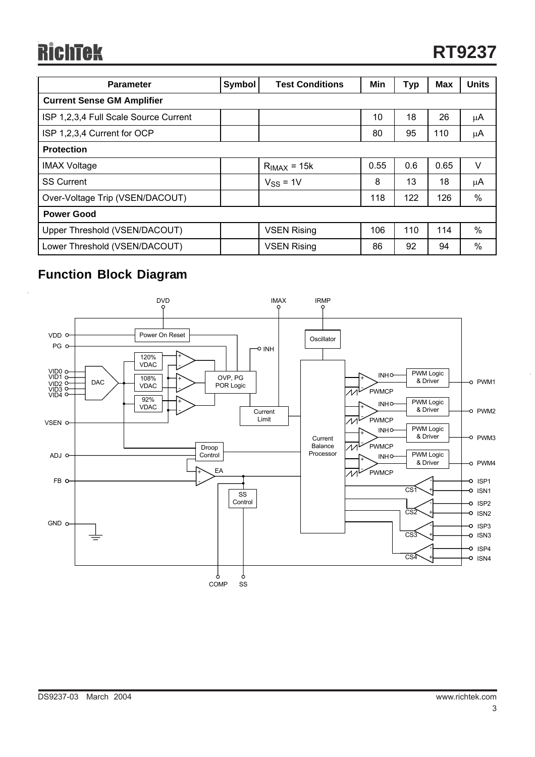| Parameter | Symbol | Test Conditions | Min | Typ | Max | Units |
|---|---|---|---|---|---|---|
| **Current Sense GM Amplifier** | | | | | | |
| ISP 1,2,3,4 Full Scale Source Current | | | 10 | 18 | 26 | μA |
| ISP 1,2,3,4 Current for OCP | | | 80 | 95 | 110 | μA |
| **Protection** | | | | | | |
| IMAX Voltage | | $R_{IMAX}$ = 15k | 0.55 | 0.6 | 0.65 | V |
| SS Current | | $V_{SS}$ = 1V | 8 | 13 | 18 | μA |
| Over-Voltage Trip (VSEN/DACOUT) | | | 118 | 122 | 126 | % |
| **Power Good** | | | | | | |
| Upper Threshold (VSEN/DACOUT) | | VSEN Rising | 106 | 110 | 114 | % |
| Lower Threshold (VSEN/DACOUT) | | VSEN Rising | 86 | 92 | 94 | % |

## Function Block Diagram

DVD, IMAX, IRMP, VDD, PG, VID0, VID1, VID2, VID3, VID4, VSEN, ADJ, FB, GND, COMP, SS, Power On Reset, Oscillator, INH, 120% VDAC, 108% VDAC, 92% VDAC, DAC, OVP, PG POR Logic, Current Limit, Droop Control, EA, SS Control, Current Balance Processor, PWMCP, PWM Logic & Driver, PWM1, PWM2, PWM3, PWM4, CS1, CS2, CS3, CS4, ISP1, ISN1, ISP2, ISN2, ISP3, ISN3, ISP4, ISN4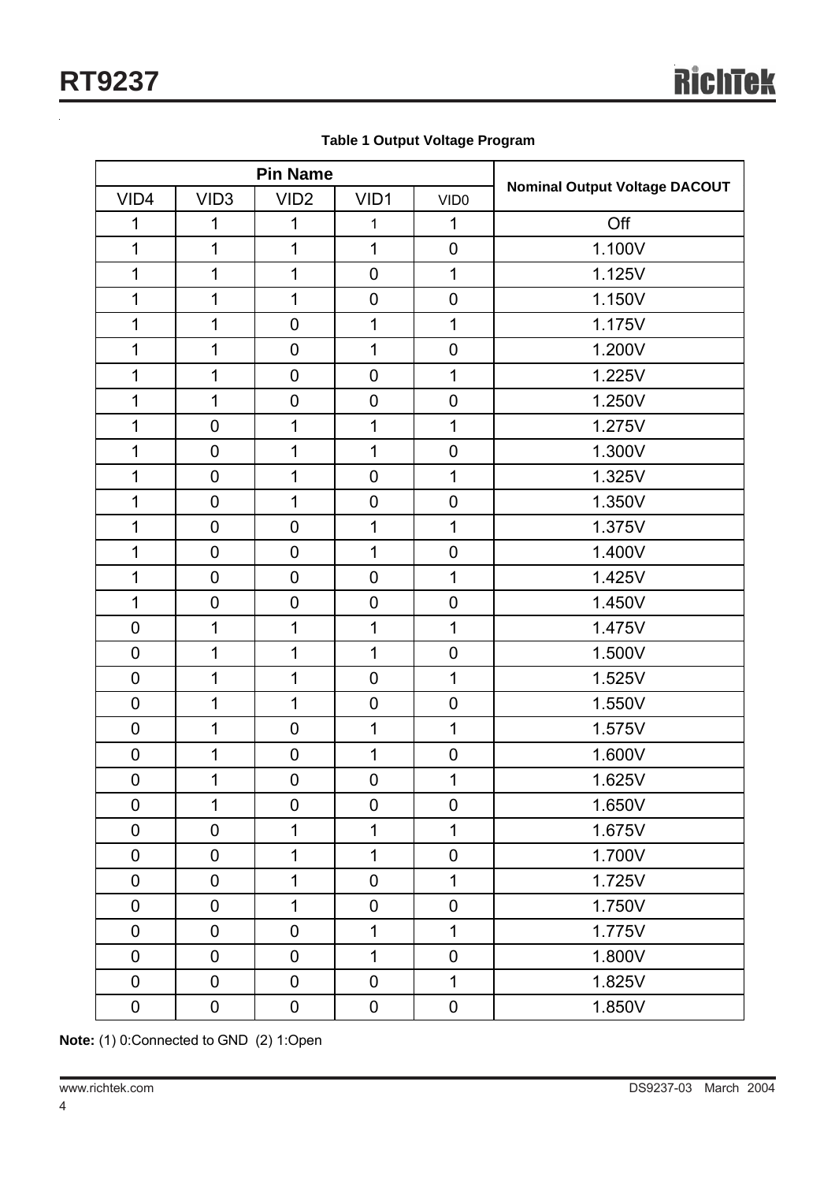**Table 1 Output Voltage Program**

| Pin Name | | | | | Nominal Output Voltage DACOUT |
|---|---|---|---|---|---|
| VID4 | VID3 | VID2 | VID1 | VID0 | |
| 1 | 1 | 1 | 1 | 1 | Off |
| 1 | 1 | 1 | 1 | 0 | 1.100V |
| 1 | 1 | 1 | 0 | 1 | 1.125V |
| 1 | 1 | 1 | 0 | 0 | 1.150V |
| 1 | 1 | 0 | 1 | 1 | 1.175V |
| 1 | 1 | 0 | 1 | 0 | 1.200V |
| 1 | 1 | 0 | 0 | 1 | 1.225V |
| 1 | 1 | 0 | 0 | 0 | 1.250V |
| 1 | 0 | 1 | 1 | 1 | 1.275V |
| 1 | 0 | 1 | 1 | 0 | 1.300V |
| 1 | 0 | 1 | 0 | 1 | 1.325V |
| 1 | 0 | 1 | 0 | 0 | 1.350V |
| 1 | 0 | 0 | 1 | 1 | 1.375V |
| 1 | 0 | 0 | 1 | 0 | 1.400V |
| 1 | 0 | 0 | 0 | 1 | 1.425V |
| 1 | 0 | 0 | 0 | 0 | 1.450V |
| 0 | 1 | 1 | 1 | 1 | 1.475V |
| 0 | 1 | 1 | 1 | 0 | 1.500V |
| 0 | 1 | 1 | 0 | 1 | 1.525V |
| 0 | 1 | 1 | 0 | 0 | 1.550V |
| 0 | 1 | 0 | 1 | 1 | 1.575V |
| 0 | 1 | 0 | 1 | 0 | 1.600V |
| 0 | 1 | 0 | 0 | 1 | 1.625V |
| 0 | 1 | 0 | 0 | 0 | 1.650V |
| 0 | 0 | 1 | 1 | 1 | 1.675V |
| 0 | 0 | 1 | 1 | 0 | 1.700V |
| 0 | 0 | 1 | 0 | 1 | 1.725V |
| 0 | 0 | 1 | 0 | 0 | 1.750V |
| 0 | 0 | 0 | 1 | 1 | 1.775V |
| 0 | 0 | 0 | 1 | 0 | 1.800V |
| 0 | 0 | 0 | 0 | 1 | 1.825V |
| 0 | 0 | 0 | 0 | 0 | 1.850V |

**Note:** (1) 0:Connected to GND (2) 1:Open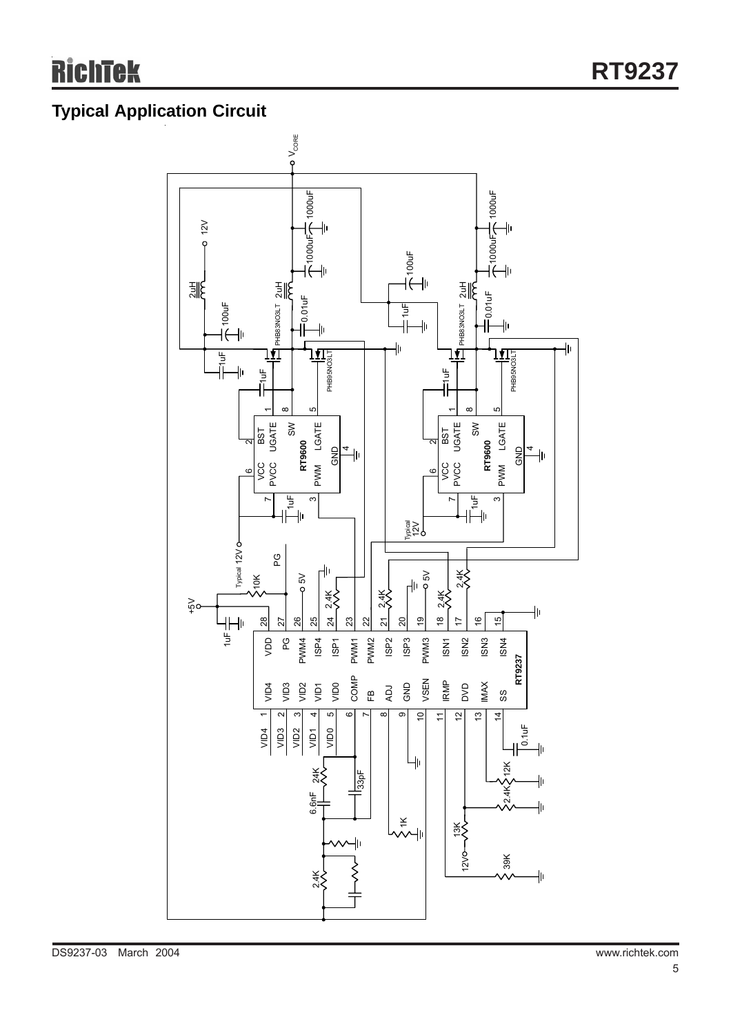## Typical Application Circuit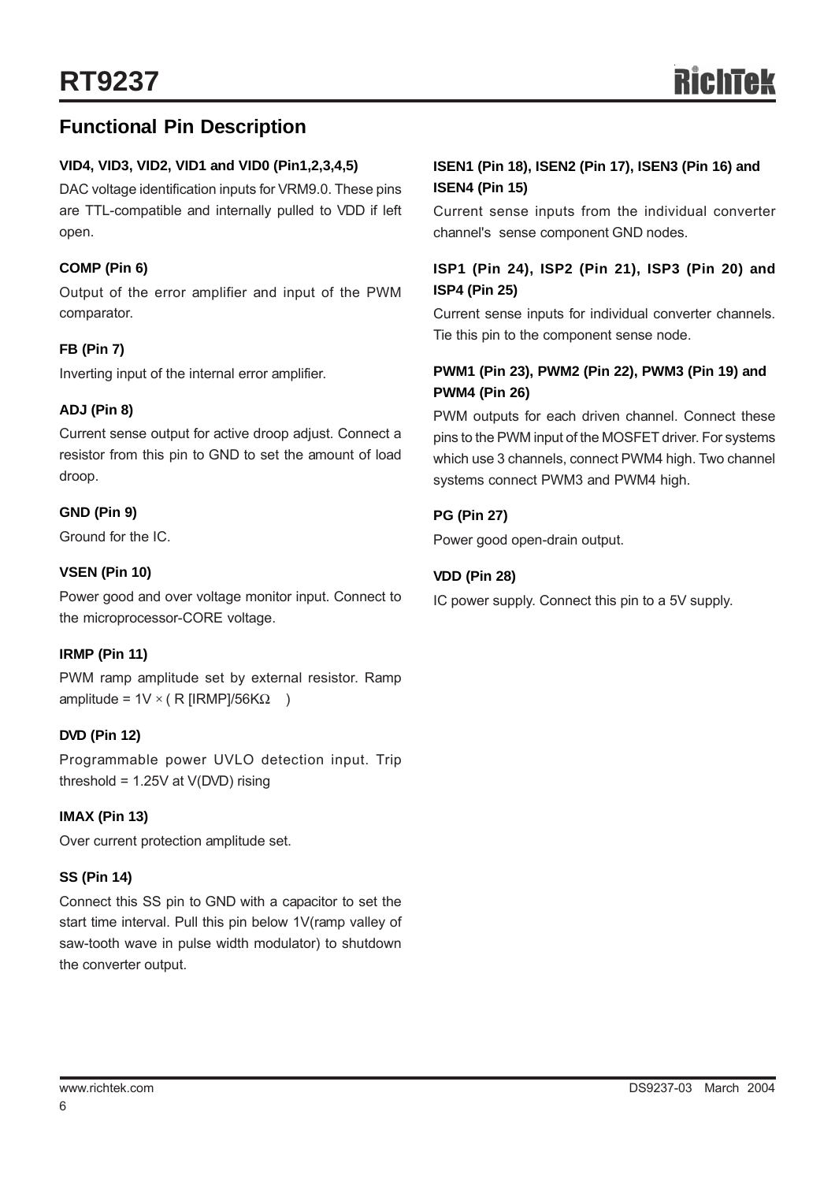## Functional Pin Description

#### VID4, VID3, VID2, VID1 and VID0 (Pin1,2,3,4,5)

DAC voltage identification inputs for VRM9.0. These pins are TTL-compatible and internally pulled to VDD if left open.

#### COMP (Pin 6)

Output of the error amplifier and input of the PWM comparator.

#### FB (Pin 7)

Inverting input of the internal error amplifier.

#### ADJ (Pin 8)

Current sense output for active droop adjust. Connect a resistor from this pin to GND to set the amount of load droop.

#### GND (Pin 9)

Ground for the IC.

#### VSEN (Pin 10)

Power good and over voltage monitor input. Connect to the microprocessor-CORE voltage.

#### IRMP (Pin 11)

PWM ramp amplitude set by external resistor. Ramp amplitude = $1V \times (R[IRMP]/56K\Omega)$

#### DVD (Pin 12)

Programmable power UVLO detection input. Trip threshold = 1.25V at V(DVD) rising

#### IMAX (Pin 13)

Over current protection amplitude set.

#### SS (Pin 14)

Connect this SS pin to GND with a capacitor to set the start time interval. Pull this pin below 1V(ramp valley of saw-tooth wave in pulse width modulator) to shutdown the converter output.

#### ISEN1 (Pin 18), ISEN2 (Pin 17), ISEN3 (Pin 16) and ISEN4 (Pin 15)

Current sense inputs from the individual converter channel's sense component GND nodes.

#### ISP1 (Pin 24), ISP2 (Pin 21), ISP3 (Pin 20) and ISP4 (Pin 25)

Current sense inputs for individual converter channels. Tie this pin to the component sense node.

#### PWM1 (Pin 23), PWM2 (Pin 22), PWM3 (Pin 19) and PWM4 (Pin 26)

PWM outputs for each driven channel. Connect these pins to the PWM input of the MOSFET driver. For systems which use 3 channels, connect PWM4 high. Two channel systems connect PWM3 and PWM4 high.

#### PG (Pin 27)

Power good open-drain output.

#### VDD (Pin 28)

IC power supply. Connect this pin to a 5V supply.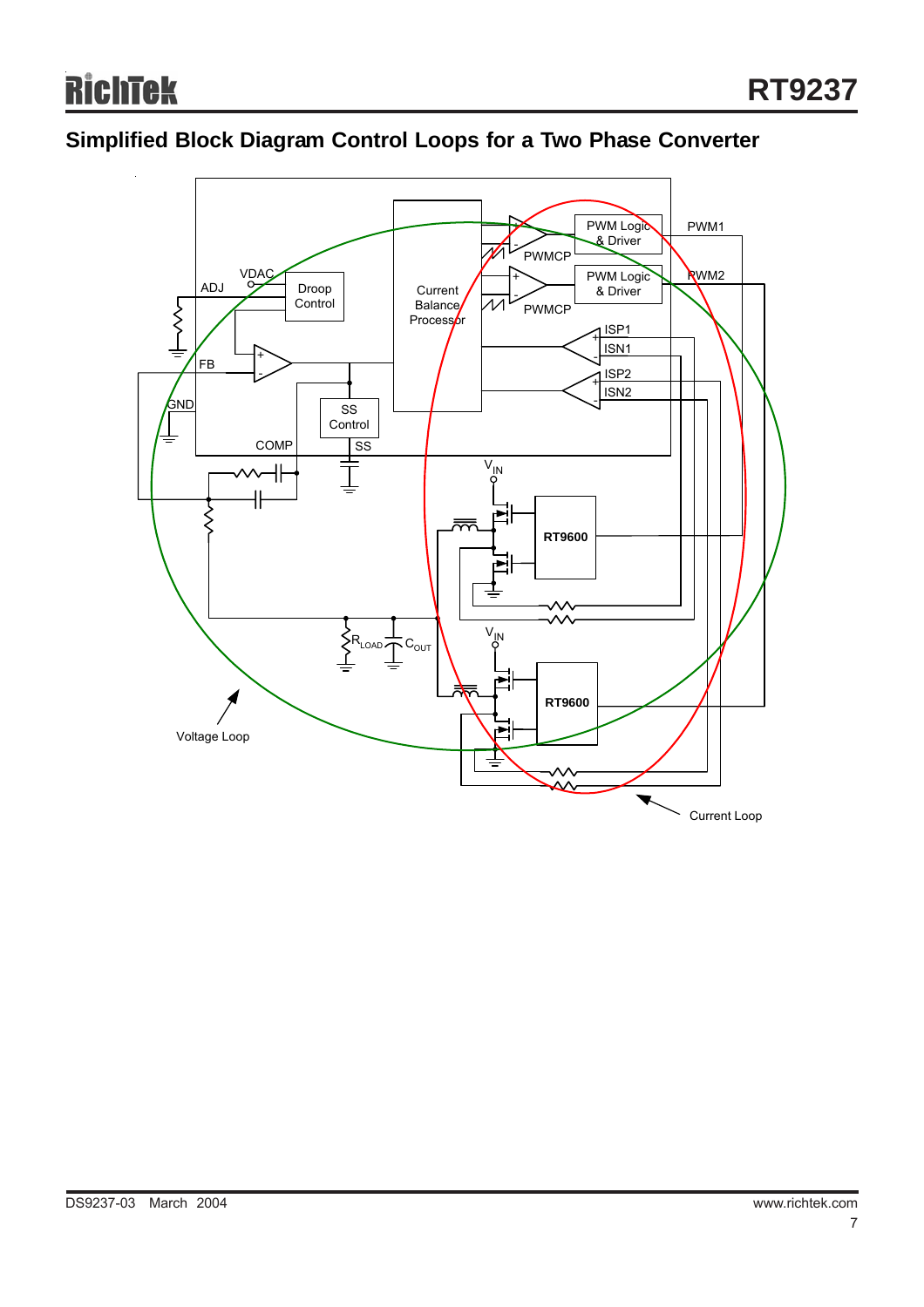## Simplified Block Diagram Control Loops for a Two Phase Converter

PWM Logic & Driver

PWM1

PWMCP

PWM Logic & Driver

PWM2

PWMCP

ISP1

ISN1

ISP2

ISN2

VDAC

ADJ

Droop Control

Current Balance Processor

FB

GND

SS Control

COMP

SS

$V_{IN}$

RT9600

$R_{LOAD}$

$C_{OUT}$

$V_{IN}$

RT9600

Voltage Loop

Current Loop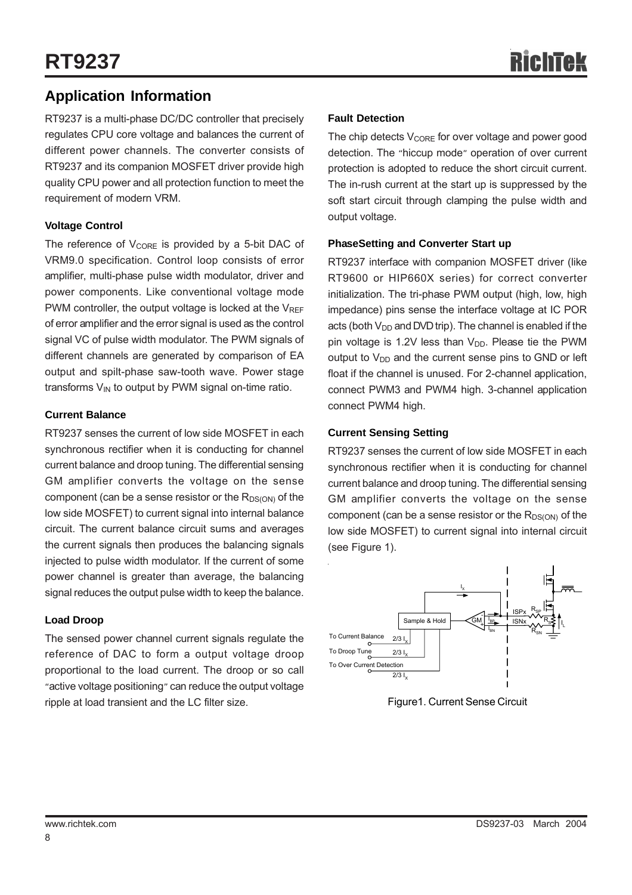## Application Information

RT9237 is a multi-phase DC/DC controller that precisely regulates CPU core voltage and balances the current of different power channels. The converter consists of RT9237 and its companion MOSFET driver provide high quality CPU power and all protection function to meet the requirement of modern VRM.

### Voltage Control

The reference of $V_{CORE}$ is provided by a 5-bit DAC of VRM9.0 specification. Control loop consists of error amplifier, multi-phase pulse width modulator, driver and power components. Like conventional voltage mode PWM controller, the output voltage is locked at the $V_{REF}$ of error amplifier and the error signal is used as the control signal VC of pulse width modulator. The PWM signals of different channels are generated by comparison of EA output and spilt-phase saw-tooth wave. Power stage transforms $V_{IN}$ to output by PWM signal on-time ratio.

### Current Balance

RT9237 senses the current of low side MOSFET in each synchronous rectifier when it is conducting for channel current balance and droop tuning. The differential sensing GM amplifier converts the voltage on the sense component (can be a sense resistor or the $R_{DS(ON)}$ of the low side MOSFET) to current signal into internal balance circuit. The current balance circuit sums and averages the current signals then produces the balancing signals injected to pulse width modulator. If the current of some power channel is greater than average, the balancing signal reduces the output pulse width to keep the balance.

### Load Droop

The sensed power channel current signals regulate the reference of DAC to form a output voltage droop proportional to the load current. The droop or so call "active voltage positioning" can reduce the output voltage ripple at load transient and the LC filter size.

### Fault Detection

The chip detects $V_{CORE}$ for over voltage and power good detection. The "hiccup mode" operation of over current protection is adopted to reduce the short circuit current. The in-rush current at the start up is suppressed by the soft start circuit through clamping the pulse width and output voltage.

### PhaseSetting and Converter Start up

RT9237 interface with companion MOSFET driver (like RT9600 or HIP660X series) for correct converter initialization. The tri-phase PWM output (high, low, high impedance) pins sense the interface voltage at IC POR acts (both $V_{DD}$ and DVD trip). The channel is enabled if the pin voltage is 1.2V less than $V_{DD}$. Please tie the PWM output to $V_{DD}$ and the current sense pins to GND or left float if the channel is unused. For 2-channel application, connect PWM3 and PWM4 high. 3-channel application connect PWM4 high.

### Current Sensing Setting

RT9237 senses the current of low side MOSFET in each synchronous rectifier when it is conducting for channel current balance and droop tuning. The differential sensing GM amplifier converts the voltage on the sense component (can be a sense resistor or the $R_{DS(ON)}$ of the low side MOSFET) to current signal into internal circuit (see Figure 1).

Figure1. Current Sense Circuit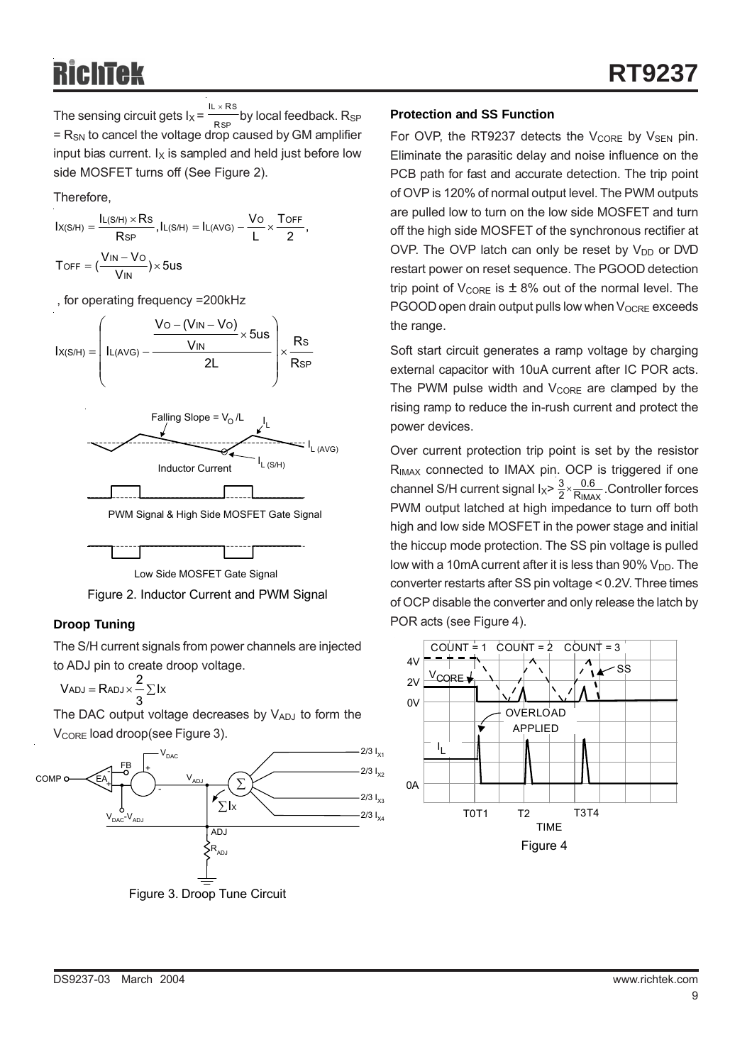The sensing circuit gets $I_X = \frac{I_L \times R_S}{R_{SP}}$ by local feedback. $R_{SP} = R_{SN}$ to cancel the voltage drop caused by GM amplifier input bias current. $I_X$ is sampled and held just before low side MOSFET turns off (See Figure 2).

Therefore,

$$I_{X(S/H)} = \frac{I_{L(S/H)} \times R_S}{R_{SP}}, I_{L(S/H)} = I_{L(AVG)} - \frac{V_O}{L} \times \frac{T_{OFF}}{2},$$

$$T_{OFF} = (\frac{V_{IN} - V_O}{V_{IN}}) \times 5us$$

, for operating frequency =200kHz

$$I_{X(S/H)} = \left( I_{L(AVG)} - \frac{\frac{V_O - (V_{IN} - V_O)}{V_{IN}} \times 5us}{2L} \right) \times \frac{R_S}{R_{SP}}$$

Figure 2. Inductor Current and PWM Signal

### Droop Tuning

The S/H current signals from power channels are injected to ADJ pin to create droop voltage.

$$V_{ADJ} = R_{ADJ} \times \frac{2}{3} \sum I_X$$

The DAC output voltage decreases by $V_{ADJ}$ to form the $V_{CORE}$ load droop(see Figure 3).

Figure 3. Droop Tune Circuit

### Protection and SS Function

For OVP, the RT9237 detects the $V_{CORE}$ by $V_{SEN}$ pin. Eliminate the parasitic delay and noise influence on the PCB path for fast and accurate detection. The trip point of OVP is 120% of normal output level. The PWM outputs are pulled low to turn on the low side MOSFET and turn off the high side MOSFET of the synchronous rectifier at OVP. The OVP latch can only be reset by $V_{DD}$ or DVD restart power on reset sequence. The PGOOD detection trip point of $V_{CORE}$ is ± 8% out of the normal level. The PGOOD open drain output pulls low when $V_{OCRE}$ exceeds the range.

Soft start circuit generates a ramp voltage by charging external capacitor with 10uA current after IC POR acts. The PWM pulse width and $V_{CORE}$ are clamped by the rising ramp to reduce the in-rush current and protect the power devices.

Over current protection trip point is set by the resistor $R_{IMAX}$ connected to IMAX pin. OCP is triggered if one channel S/H current signal $I_X > \frac{3}{2} \times \frac{0.6}{R_{IMAX}}$. Controller forces PWM output latched at high impedance to turn off both high and low side MOSFET in the power stage and initial the hiccup mode protection. The SS pin voltage is pulled low with a 10mA current after it is less than 90% $V_{DD}$. The converter restarts after SS pin voltage < 0.2V. Three times of OCP disable the converter and only release the latch by POR acts (see Figure 4).

Figure 4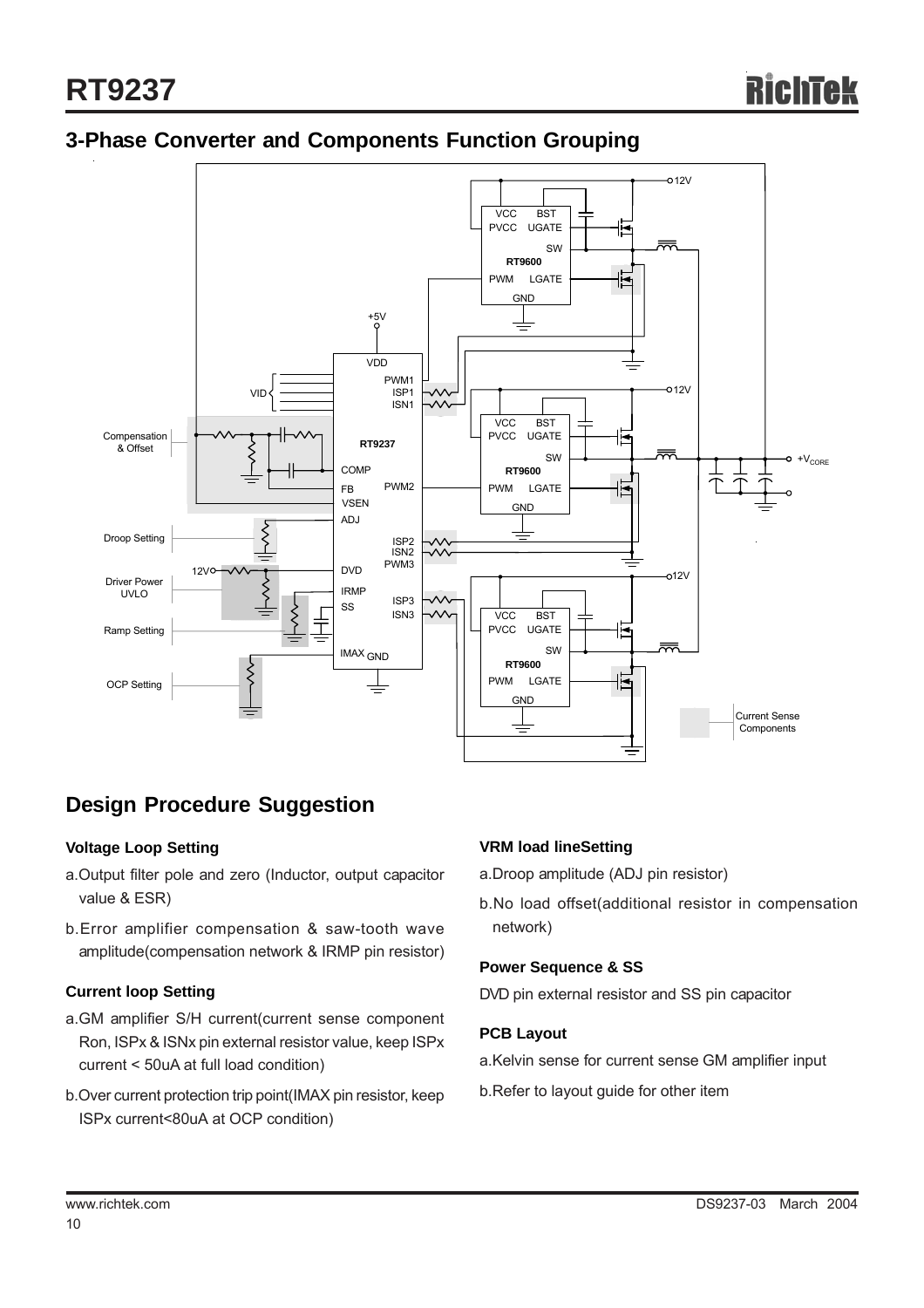## 3-Phase Converter and Components Function Grouping

## Design Procedure Suggestion

### Voltage Loop Setting

a. Output filter pole and zero (Inductor, output capacitor value & ESR)

b. Error amplifier compensation & saw-tooth wave amplitude(compensation network & IRMP pin resistor)

### Current loop Setting

a. GM amplifier S/H current(current sense component Ron, ISPx & ISNx pin external resistor value, keep ISPx current < 50uA at full load condition)

b. Over current protection trip point(IMAX pin resistor, keep ISPx current<80uA at OCP condition)

### VRM load lineSetting

a. Droop amplitude (ADJ pin resistor)

b. No load offset(additional resistor in compensation network)

### Power Sequence & SS

DVD pin external resistor and SS pin capacitor

### PCB Layout

a. Kelvin sense for current sense GM amplifier input

b. Refer to layout guide for other item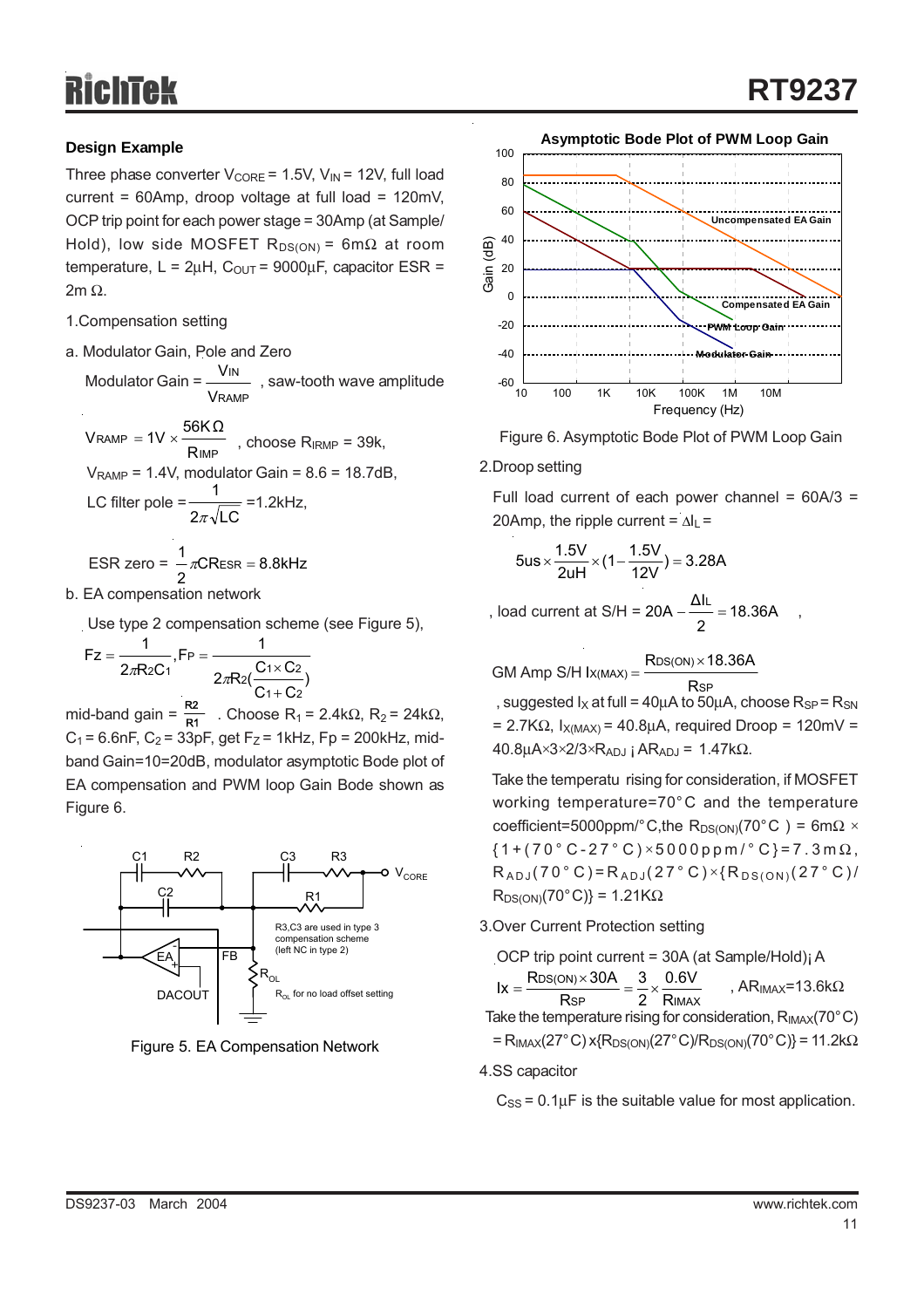### Design Example

Three phase converter $V_{CORE}$ = 1.5V, $V_{IN}$ = 12V, full load current = 60Amp, droop voltage at full load = 120mV, OCP trip point for each power stage = 30Amp (at Sample/Hold), low side MOSFET $R_{DS(ON)}$ = 6mΩ at room temperature, L = 2μH, $C_{OUT}$ = 9000μF, capacitor ESR = 2m Ω.

1.Compensation setting

a. Modulator Gain, Pole and Zero

Modulator Gain = $\frac{V_{IN}}{V_{RAMP}}$ , saw-tooth wave amplitude

$V_{RAMP} = 1V \times \frac{56K\Omega}{R_{IMP}}$ , choose $R_{IRMP}$ = 39k,

$V_{RAMP}$ = 1.4V, modulator Gain = 8.6 = 18.7dB,

LC filter pole = $\frac{1}{2\pi\sqrt{LC}}$ =1.2kHz,

ESR zero = $\frac{1}{2}\pi CR_{ESR} = 8.8kHz$

b. EA compensation network

Use type 2 compensation scheme (see Figure 5),

$$F_Z = \frac{1}{2\pi R_2 C_1}, F_P = \frac{1}{2\pi R_2 (\frac{C_1 \times C_2}{C_1 + C_2})}$$

mid-band gain = $\frac{R2}{R1}$ . Choose $R_1$ = 2.4kΩ, $R_2$ = 24kΩ, $C_1$ = 6.6nF, $C_2$ = 33pF, get $F_Z$ = 1kHz, Fp = 200kHz, mid-band Gain=10=20dB, modulator asymptotic Bode plot of EA compensation and PWM loop Gain Bode shown as Figure 6.

Figure 5. EA Compensation Network

Figure 6. Asymptotic Bode Plot of PWM Loop Gain

2.Droop setting

Full load current of each power channel = 60A/3 = 20Amp, the ripple current = $\Delta I_L$ =

$$5us \times \frac{1.5V}{2uH} \times (1 - \frac{1.5V}{12V}) = 3.28A$$

, load current at S/H = 20A $- \frac{\Delta I_L}{2} = 18.36A$ ,

$$\text{GM Amp S/H } I_{X(MAX)} = \frac{R_{DS(ON)} \times 18.36A}{R_{SP}}$$

, suggested $I_X$ at full = 40μA to 50μA, choose $R_{SP} = R_{SN}$ = 2.7KΩ, $I_{X(MAX)}$ = 40.8μA, required Droop = 120mV = 40.8μA×3×2/3×$R_{ADJ}$ ¡ A$R_{ADJ}$ = 1.47kΩ.

Take the temperatu rising for consideration, if MOSFET working temperature=70°C and the temperature coefficient=5000ppm/°C,the $R_{DS(ON)}$(70°C ) = 6mΩ × {1+(70°C-27°C)×5000ppm/°C}=7.3mΩ, $R_{ADJ}$(70°C)=$R_{ADJ}$(27°C)×{$R_{DS(ON)}$(27°C)/ $R_{DS(ON)}$(70°C)} = 1.21KΩ

3.Over Current Protection setting

OCP trip point current = 30A (at Sample/Hold)¡ A

$$I_X = \frac{R_{DS(ON)} \times 30A}{R_{SP}} = \frac{3}{2} \times \frac{0.6V}{R_{IMAX}}$$ , A$R_{IMAX}$=13.6kΩ

Take the temperature rising for consideration, $R_{IMAX}$(70°C) = $R_{IMAX}$(27°C) x{$R_{DS(ON)}$(27°C)/$R_{DS(ON)}$(70°C)} = 11.2kΩ

4.SS capacitor

$C_{SS}$ = 0.1μF is the suitable value for most application.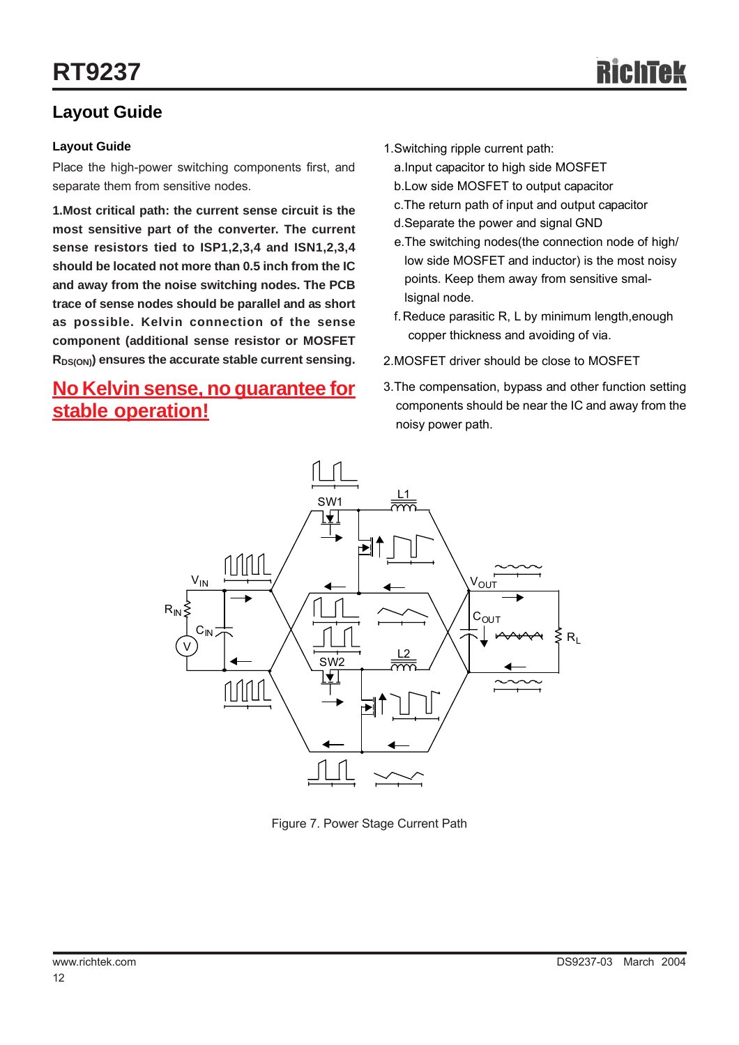## Layout Guide

### Layout Guide

Place the high-power switching components first, and separate them from sensitive nodes.

**1.Most critical path: the current sense circuit is the most sensitive part of the converter. The current sense resistors tied to ISP1,2,3,4 and ISN1,2,3,4 should be located not more than 0.5 inch from the IC and away from the noise switching nodes. The PCB trace of sense nodes should be parallel and as short as possible. Kelvin connection of the sense component (additional sense resistor or MOSFET $R_{DS(ON)}$) ensures the accurate stable current sensing.**

**No Kelvin sense, no guarantee for stable operation!**

1.Switching ripple current path:

a.Input capacitor to high side MOSFET

b.Low side MOSFET to output capacitor

c.The return path of input and output capacitor

d.Separate the power and signal GND

e.The switching nodes(the connection node of high/low side MOSFET and inductor) is the most noisy points. Keep them away from sensitive smal-lsignal node.

f. Reduce parasitic R, L by minimum length,enough copper thickness and avoiding of via.

2.MOSFET driver should be close to MOSFET

3.The compensation, bypass and other function setting components should be near the IC and away from the noisy power path.

Figure 7. Power Stage Current Path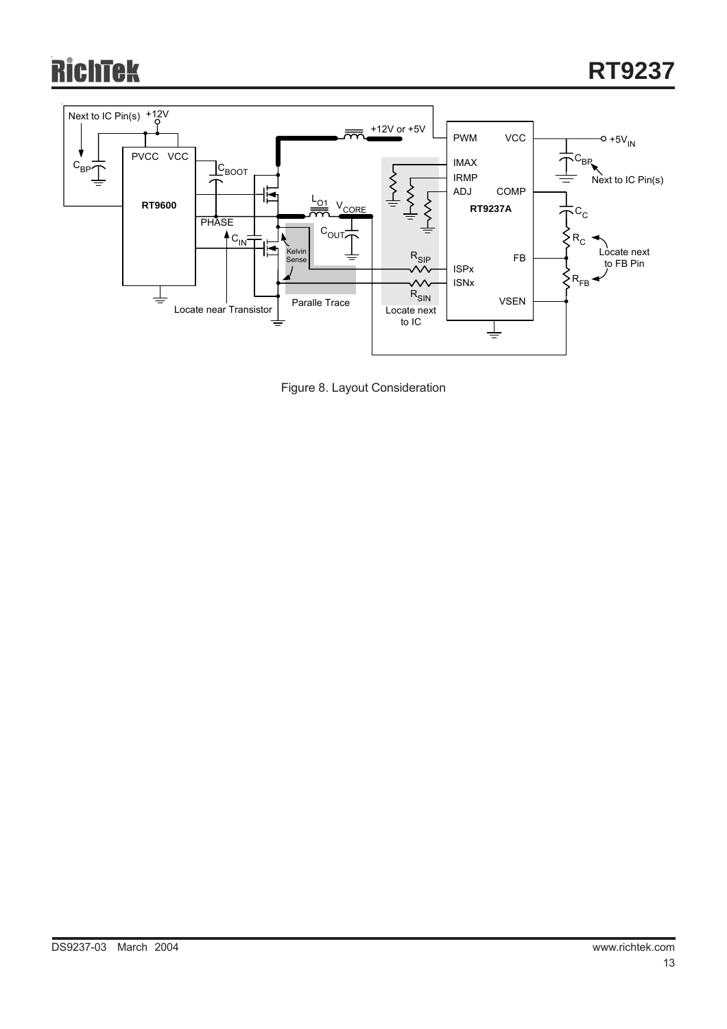Figure 8. Layout Consideration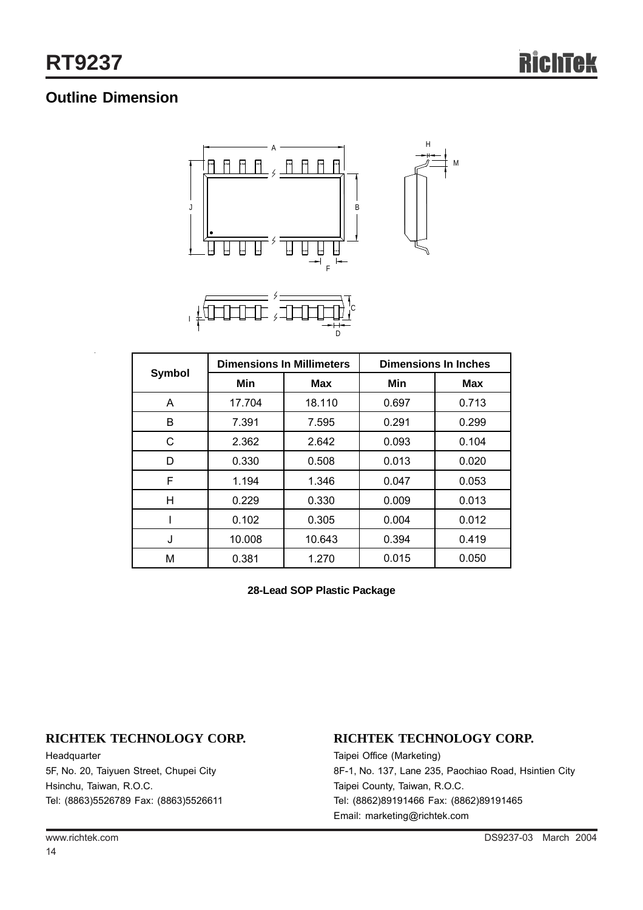## Outline Dimension

A

H

M

J

B

F

C

I

D

| Symbol | Dimensions In Millimeters | | Dimensions In Inches | |
|---|---|---|---|---|
| | Min | Max | Min | Max |
| A | 17.704 | 18.110 | 0.697 | 0.713 |
| B | 7.391 | 7.595 | 0.291 | 0.299 |
| C | 2.362 | 2.642 | 0.093 | 0.104 |
| D | 0.330 | 0.508 | 0.013 | 0.020 |
| F | 1.194 | 1.346 | 0.047 | 0.053 |
| H | 0.229 | 0.330 | 0.009 | 0.013 |
| I | 0.102 | 0.305 | 0.004 | 0.012 |
| J | 10.008 | 10.643 | 0.394 | 0.419 |
| M | 0.381 | 1.270 | 0.015 | 0.050 |

**28-Lead SOP Plastic Package**

**RICHTEK TECHNOLOGY CORP.**

Headquarter
5F, No. 20, Taiyuen Street, Chupei City
Hsinchu, Taiwan, R.O.C.
Tel: (8863)5526789 Fax: (8863)5526611

**RICHTEK TECHNOLOGY CORP.**

Taipei Office (Marketing)
8F-1, No. 137, Lane 235, Paochiao Road, Hsintien City
Taipei County, Taiwan, R.O.C.
Tel: (8862)89191466 Fax: (8862)89191465
Email: marketing@richtek.com